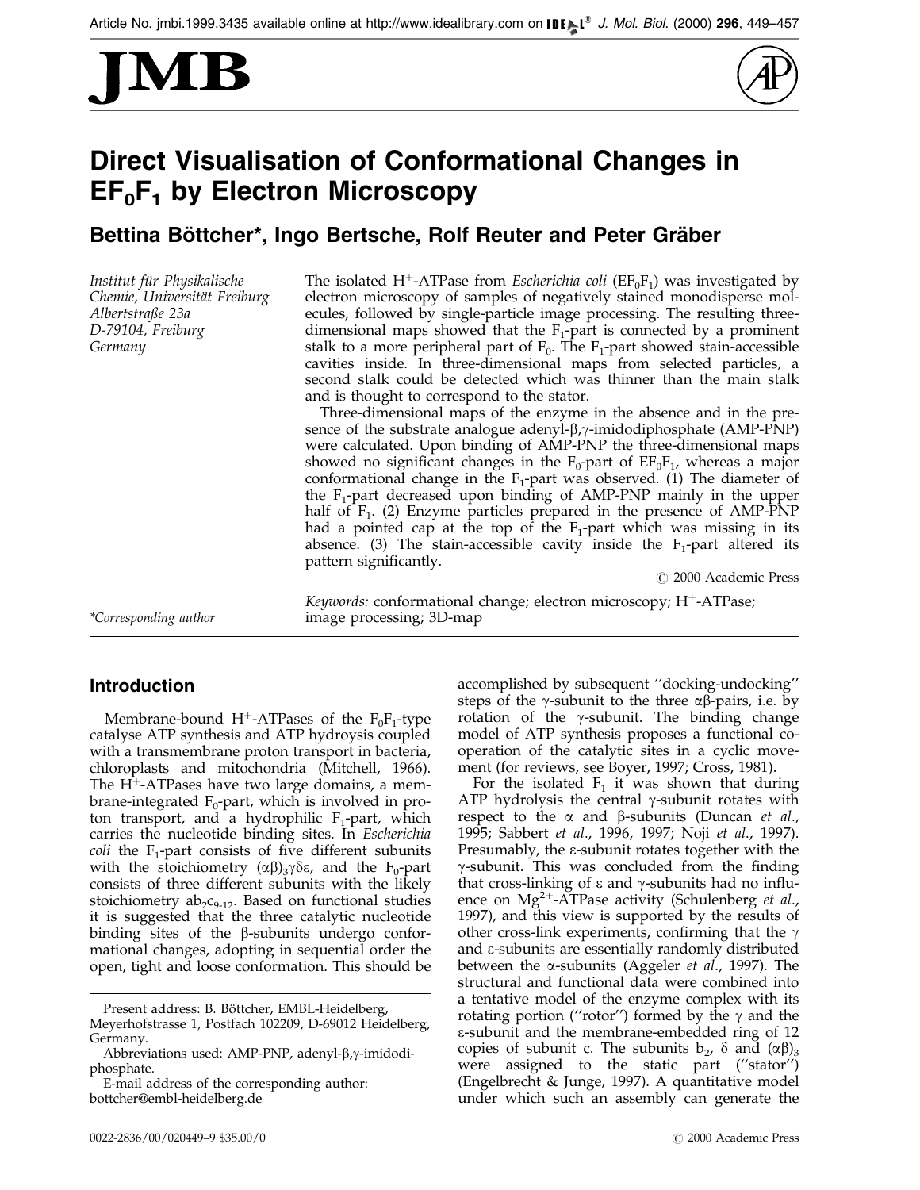# Direct Visualisation of Conformational Changes in $EF_0F_1$ by Electron Microscopy

**Bettina Böttcher\*, Ingo Bertsche, Rolf Reuter and Peter Gräber**

*Institut für Physikalische Chemie, Universität Freiburg Albertstraße 23a D-79104, Freiburg Germany*

The isolated $H^+$-ATPase from *Escherichia coli* ($EF_0F_1$) was investigated by electron microscopy of samples of negatively stained monodisperse molecules, followed by single-particle image processing. The resulting three-dimensional maps showed that the $F_1$-part is connected by a prominent stalk to a more peripheral part of $F_0$. The $F_1$-part showed stain-accessible cavities inside. In three-dimensional maps from selected particles, a second stalk could be detected which was thinner than the main stalk and is thought to correspond to the stator.

Three-dimensional maps of the enzyme in the absence and in the presence of the substrate analogue adenyl-β,γ-imidodiphosphate (AMP-PNP) were calculated. Upon binding of AMP-PNP the three-dimensional maps showed no significant changes in the $F_0$-part of $EF_0F_1$, whereas a major conformational change in the $F_1$-part was observed. (1) The diameter of the $F_1$-part decreased upon binding of AMP-PNP mainly in the upper half of $F_1$. (2) Enzyme particles prepared in the presence of AMP-PNP had a pointed cap at the top of the $F_1$-part which was missing in its absence. (3) The stain-accessible cavity inside the $F_1$-part altered its pattern significantly.

© 2000 Academic Press

*Keywords:* conformational change; electron microscopy; $H^+$-ATPase; image processing; 3D-map

*\*Corresponding author*

## Introduction

Membrane-bound $H^+$-ATPases of the $F_0F_1$-type catalyse ATP synthesis and ATP hydroysis coupled with a transmembrane proton transport in bacteria, chloroplasts and mitochondria (Mitchell, 1966). The $H^+$-ATPases have two large domains, a membrane-integrated $F_0$-part, which is involved in proton transport, and a hydrophilic $F_1$-part, which carries the nucleotide binding sites. In *Escherichia coli* the $F_1$-part consists of five different subunits with the stoichiometry $(\alpha\beta)_3\gamma\delta\varepsilon$, and the $F_0$-part consists of three different subunits with the likely stoichiometry $ab_2c_{9\text{-}12}$. Based on functional studies it is suggested that the three catalytic nucleotide binding sites of the β-subunits undergo conformational changes, adopting in sequential order the open, tight and loose conformation. This should be accomplished by subsequent "docking-undocking" steps of the γ-subunit to the three αβ-pairs, i.e. by rotation of the γ-subunit. The binding change model of ATP synthesis proposes a functional cooperation of the catalytic sites in a cyclic movement (for reviews, see Boyer, 1997; Cross, 1981).

For the isolated $F_1$ it was shown that during ATP hydrolysis the central γ-subunit rotates with respect to the α and β-subunits (Duncan *et al.*, 1995; Sabbert *et al.*, 1996, 1997; Noji *et al.*, 1997). Presumably, the ε-subunit rotates together with the γ-subunit. This was concluded from the finding that cross-linking of ε and γ-subunits had no influence on $Mg^{2+}$-ATPase activity (Schulenberg *et al.*, 1997), and this view is supported by the results of other cross-link experiments, confirming that the γ and ε-subunits are essentially randomly distributed between the α-subunits (Aggeler *et al.*, 1997). The structural and functional data were combined into a tentative model of the enzyme complex with its rotating portion ("rotor") formed by the γ and the ε-subunit and the membrane-embedded ring of 12 copies of subunit c. The subunits $b_2$, δ and $(\alpha\beta)_3$ were assigned to the static part ("stator") (Engelbrecht & Junge, 1997). A quantitative model under which such an assembly can generate the

---

Present address: B. Böttcher, EMBL-Heidelberg, Meyerhofstrasse 1, Postfach 102209, D-69012 Heidelberg, Germany.

Abbreviations used: AMP-PNP, adenyl-β,γ-imidodiphosphate.

E-mail address of the corresponding author: bottcher@embl-heidelberg.de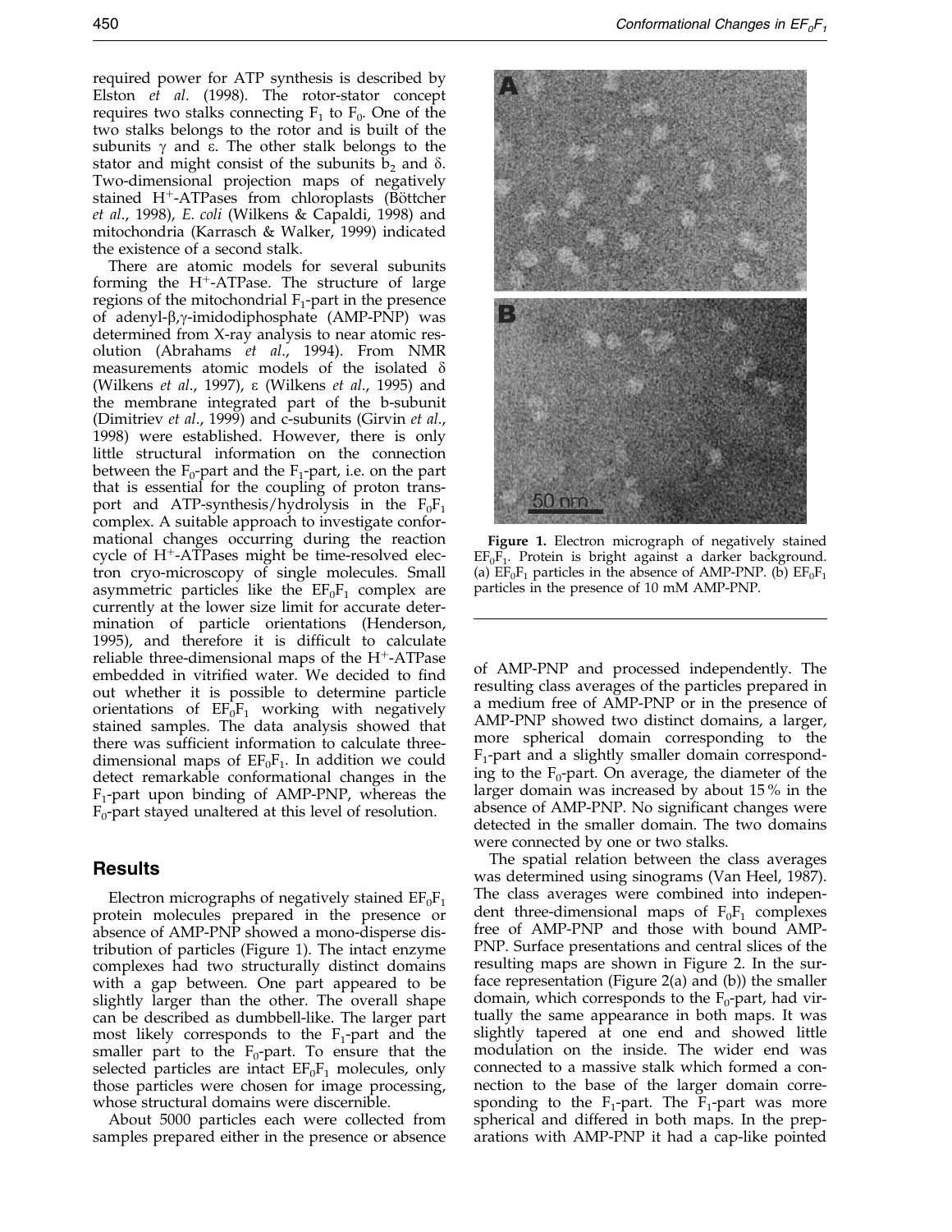required power for ATP synthesis is described by Elston *et al*. (1998). The rotor-stator concept requires two stalks connecting $F_1$ to $F_0$. One of the two stalks belongs to the rotor and is built of the subunits γ and ε. The other stalk belongs to the stator and might consist of the subunits $b_2$ and δ. Two-dimensional projection maps of negatively stained $H^+$-ATPases from chloroplasts (Böttcher *et al*., 1998), *E. coli* (Wilkens & Capaldi, 1998) and mitochondria (Karrasch & Walker, 1999) indicated the existence of a second stalk.

There are atomic models for several subunits forming the $H^+$-ATPase. The structure of large regions of the mitochondrial $F_1$-part in the presence of adenyl-β,γ-imidodiphosphate (AMP-PNP) was determined from X-ray analysis to near atomic resolution (Abrahams *et al*., 1994). From NMR measurements atomic models of the isolated δ (Wilkens *et al*., 1997), ε (Wilkens *et al*., 1995) and the membrane integrated part of the b-subunit (Dimitriev *et al*., 1999) and c-subunits (Girvin *et al*., 1998) were established. However, there is only little structural information on the connection between the $F_0$-part and the $F_1$-part, i.e. on the part that is essential for the coupling of proton transport and ATP-synthesis/hydrolysis in the $F_0F_1$ complex. A suitable approach to investigate conformational changes occurring during the reaction cycle of $H^+$-ATPases might be time-resolved electron cryo-microscopy of single molecules. Small asymmetric particles like the $EF_0F_1$ complex are currently at the lower size limit for accurate determination of particle orientations (Henderson, 1995), and therefore it is difficult to calculate reliable three-dimensional maps of the $H^+$-ATPase embedded in vitrified water. We decided to find out whether it is possible to determine particle orientations of $EF_0F_1$ working with negatively stained samples. The data analysis showed that there was sufficient information to calculate three-dimensional maps of $EF_0F_1$. In addition we could detect remarkable conformational changes in the $F_1$-part upon binding of AMP-PNP, whereas the $F_0$-part stayed unaltered at this level of resolution.

## Results

Electron micrographs of negatively stained $EF_0F_1$ protein molecules prepared in the presence or absence of AMP-PNP showed a mono-disperse distribution of particles (Figure 1). The intact enzyme complexes had two structurally distinct domains with a gap between. One part appeared to be slightly larger than the other. The overall shape can be described as dumbbell-like. The larger part most likely corresponds to the $F_1$-part and the smaller part to the $F_0$-part. To ensure that the selected particles are intact $EF_0F_1$ molecules, only those particles were chosen for image processing, whose structural domains were discernible.

About 5000 particles each were collected from samples prepared either in the presence or absence of AMP-PNP and processed independently. The resulting class averages of the particles prepared in a medium free of AMP-PNP or in the presence of AMP-PNP showed two distinct domains, a larger, more spherical domain corresponding to the $F_1$-part and a slightly smaller domain corresponding to the $F_0$-part. On average, the diameter of the larger domain was increased by about 15 % in the absence of AMP-PNP. No significant changes were detected in the smaller domain. The two domains were connected by one or two stalks.

**Figure 1.** Electron micrograph of negatively stained $EF_0F_1$. Protein is bright against a darker background. (a) $EF_0F_1$ particles in the absence of AMP-PNP. (b) $EF_0F_1$ particles in the presence of 10 mM AMP-PNP.

The spatial relation between the class averages was determined using sinograms (Van Heel, 1987). The class averages were combined into independent three-dimensional maps of $F_0F_1$ complexes free of AMP-PNP and those with bound AMP-PNP. Surface presentations and central slices of the resulting maps are shown in Figure 2. In the surface representation (Figure 2(a) and (b)) the smaller domain, which corresponds to the $F_0$-part, had virtually the same appearance in both maps. It was slightly tapered at one end and showed little modulation on the inside. The wider end was connected to a massive stalk which formed a connection to the base of the larger domain corresponding to the $F_1$-part. The $F_1$-part was more spherical and differed in both maps. In the preparations with AMP-PNP it had a cap-like pointed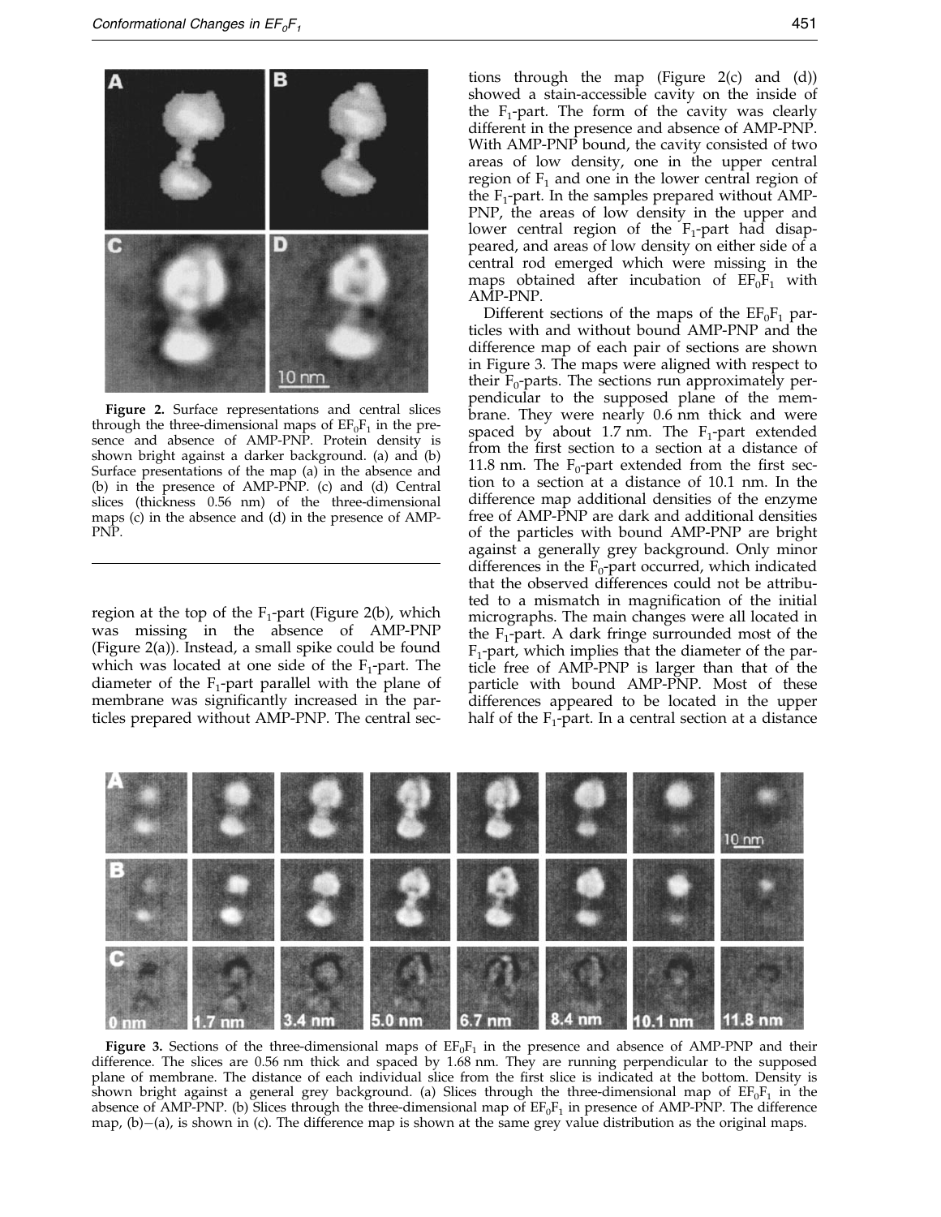**Figure 2.** Surface representations and central slices through the three-dimensional maps of $EF_0F_1$ in the presence and absence of AMP-PNP. Protein density is shown bright against a darker background. (a) and (b) Surface presentations of the map (a) in the absence and (b) in the presence of AMP-PNP. (c) and (d) Central slices (thickness 0.56 nm) of the three-dimensional maps (c) in the absence and (d) in the presence of AMP-PNP.

region at the top of the $F_1$-part (Figure 2(b), which was missing in the absence of AMP-PNP (Figure 2(a)). Instead, a small spike could be found which was located at one side of the $F_1$-part. The diameter of the $F_1$-part parallel with the plane of membrane was significantly increased in the particles prepared without AMP-PNP. The central sections through the map (Figure 2(c) and (d)) showed a stain-accessible cavity on the inside of the $F_1$-part. The form of the cavity was clearly different in the presence and absence of AMP-PNP. With AMP-PNP bound, the cavity consisted of two areas of low density, one in the upper central region of $F_1$ and one in the lower central region of the $F_1$-part. In the samples prepared without AMP-PNP, the areas of low density in the upper and lower central region of the $F_1$-part had disappeared, and areas of low density on either side of a central rod emerged which were missing in the maps obtained after incubation of $EF_0F_1$ with AMP-PNP.

Different sections of the maps of the $EF_0F_1$ particles with and without bound AMP-PNP and the difference map of each pair of sections are shown in Figure 3. The maps were aligned with respect to their $F_0$-parts. The sections run approximately perpendicular to the supposed plane of the membrane. They were nearly 0.6 nm thick and were spaced by about 1.7 nm. The $F_1$-part extended from the first section to a section at a distance of 11.8 nm. The $F_0$-part extended from the first section to a section at a distance of 10.1 nm. In the difference map additional densities of the enzyme free of AMP-PNP are dark and additional densities of the particles with bound AMP-PNP are bright against a generally grey background. Only minor differences in the $F_0$-part occurred, which indicated that the observed differences could not be attributed to a mismatch in magnification of the initial micrographs. The main changes were all located in the $F_1$-part. A dark fringe surrounded most of the $F_1$-part, which implies that the diameter of the particle free of AMP-PNP is larger than that of the particle with bound AMP-PNP. Most of these differences appeared to be located in the upper half of the $F_1$-part. In a central section at a distance

**Figure 3.** Sections of the three-dimensional maps of $EF_0F_1$ in the presence and absence of AMP-PNP and their difference. The slices are 0.56 nm thick and spaced by 1.68 nm. They are running perpendicular to the supposed plane of membrane. The distance of each individual slice from the first slice is indicated at the bottom. Density is shown bright against a general grey background. (a) Slices through the three-dimensional map of $EF_0F_1$ in the absence of AMP-PNP. (b) Slices through the three-dimensional map of $EF_0F_1$ in presence of AMP-PNP. The difference map, (b)−(a), is shown in (c). The difference map is shown at the same grey value distribution as the original maps.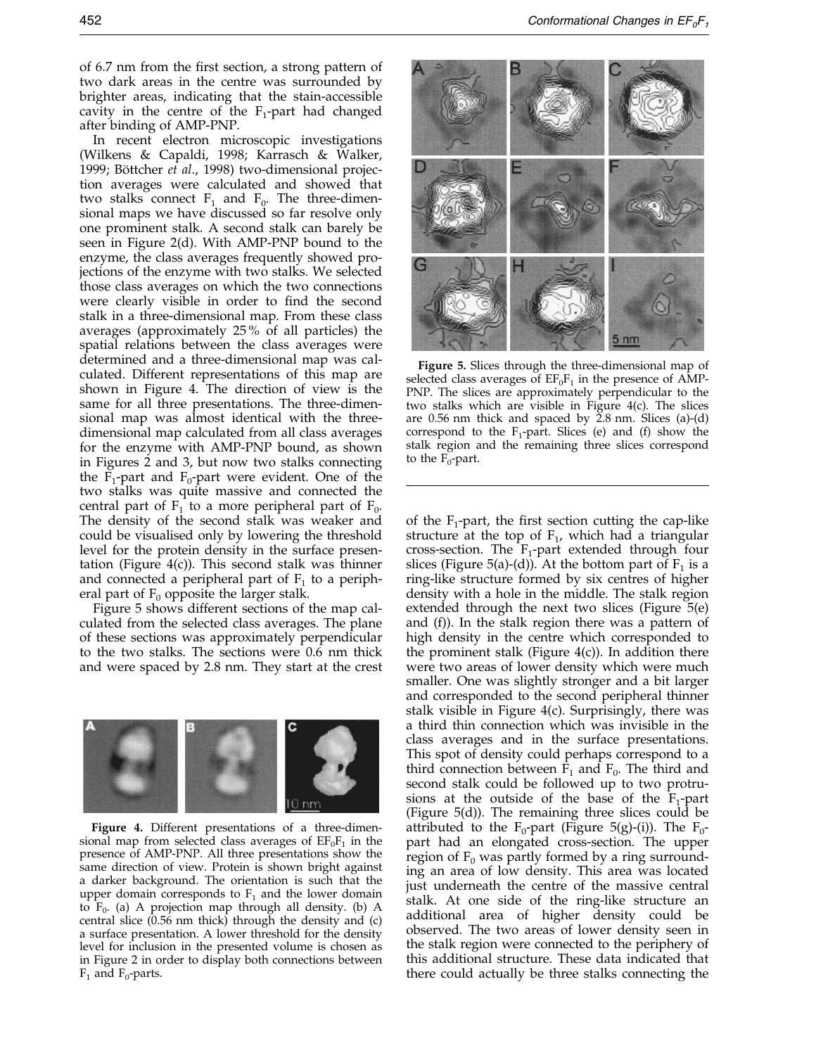of 6.7 nm from the first section, a strong pattern of two dark areas in the centre was surrounded by brighter areas, indicating that the stain-accessible cavity in the centre of the $F_1$-part had changed after binding of AMP-PNP.

In recent electron microscopic investigations (Wilkens & Capaldi, 1998; Karrasch & Walker, 1999; Böttcher *et al.*, 1998) two-dimensional projection averages were calculated and showed that two stalks connect $F_1$ and $F_0$. The three-dimensional maps we have discussed so far resolve only one prominent stalk. A second stalk can barely be seen in Figure 2(d). With AMP-PNP bound to the enzyme, the class averages frequently showed projections of the enzyme with two stalks. We selected those class averages on which the two connections were clearly visible in order to find the second stalk in a three-dimensional map. From these class averages (approximately 25% of all particles) the spatial relations between the class averages were determined and a three-dimensional map was calculated. Different representations of this map are shown in Figure 4. The direction of view is the same for all three presentations. The three-dimensional map was almost identical with the three-dimensional map calculated from all class averages for the enzyme with AMP-PNP bound, as shown in Figures 2 and 3, but now two stalks connecting the $F_1$-part and $F_0$-part were evident. One of the two stalks was quite massive and connected the central part of $F_1$ to a more peripheral part of $F_0$. The density of the second stalk was weaker and could be visualised only by lowering the threshold level for the protein density in the surface presentation (Figure 4(c)). This second stalk was thinner and connected a peripheral part of $F_1$ to a peripheral part of $F_0$ opposite the larger stalk.

Figure 5 shows different sections of the map calculated from the selected class averages. The plane of these sections was approximately perpendicular to the two stalks. The sections were 0.6 nm thick and were spaced by 2.8 nm. They start at the crest of the $F_1$-part, the first section cutting the cap-like structure at the top of $F_1$, which had a triangular cross-section. The $F_1$-part extended through four slices (Figure 5(a)-(d)). At the bottom part of $F_1$ is a ring-like structure formed by six centres of higher density with a hole in the middle. The stalk region extended through the next two slices (Figure 5(e) and (f)). In the stalk region there was a pattern of high density in the centre which corresponded to the prominent stalk (Figure 4(c)). In addition there were two areas of lower density which were much smaller. One was slightly stronger and a bit larger and corresponded to the second peripheral thinner stalk visible in Figure 4(c). Surprisingly, there was a third thin connection which was invisible in the class averages and in the surface presentations. This spot of density could perhaps correspond to a third connection between $F_1$ and $F_0$. The third and second stalk could be followed up to two protrusions at the outside of the base of the $F_1$-part (Figure 5(d)). The remaining three slices could be attributed to the $F_0$-part (Figure 5(g)-(i)). The $F_0$-part had an elongated cross-section. The upper region of $F_0$ was partly formed by a ring surrounding an area of low density. This area was located just underneath the centre of the massive central stalk. At one side of the ring-like structure an additional area of higher density could be observed. The two areas of lower density seen in the stalk region were connected to the periphery of this additional structure. These data indicated that there could actually be three stalks connecting the

**Figure 5.** Slices through the three-dimensional map of selected class averages of $EF_0F_1$ in the presence of AMP-PNP. The slices are approximately perpendicular to the two stalks which are visible in Figure 4(c). The slices are 0.56 nm thick and spaced by 2.8 nm. Slices (a)-(d) correspond to the $F_1$-part. Slices (e) and (f) show the stalk region and the remaining three slices correspond to the $F_0$-part.

**Figure 4.** Different presentations of a three-dimensional map from selected class averages of $EF_0F_1$ in the presence of AMP-PNP. All three presentations show the same direction of view. Protein is shown bright against a darker background. The orientation is such that the upper domain corresponds to $F_1$ and the lower domain to $F_0$. (a) A projection map through all density. (b) A central slice (0.56 nm thick) through the density and (c) a surface presentation. A lower threshold for the density level for inclusion in the presented volume is chosen as in Figure 2 in order to display both connections between $F_1$ and $F_0$-parts.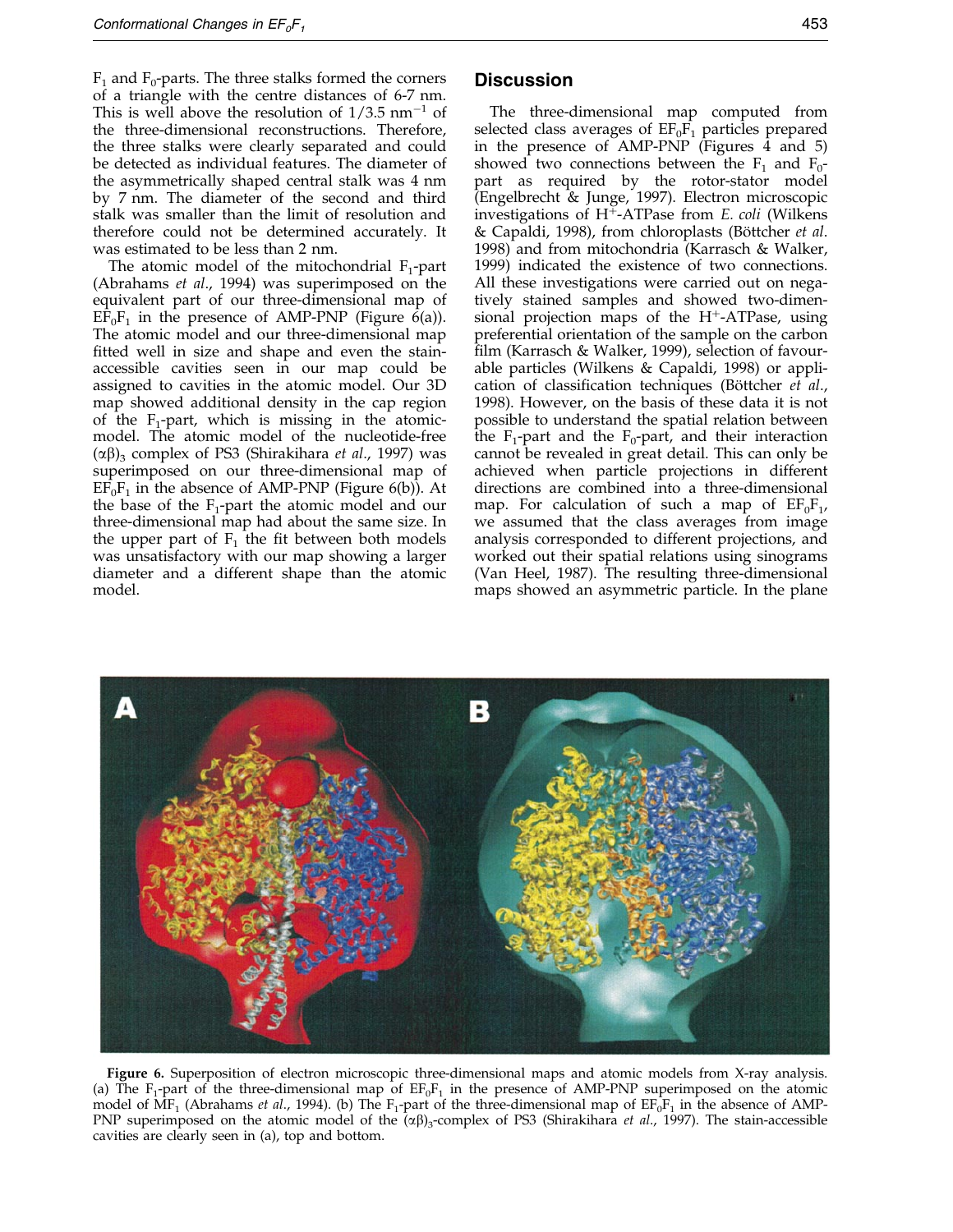$F_1$ and $F_0$-parts. The three stalks formed the corners of a triangle with the centre distances of 6-7 nm. This is well above the resolution of $1/3.5\ nm^{-1}$ of the three-dimensional reconstructions. Therefore, the three stalks were clearly separated and could be detected as individual features. The diameter of the asymmetrically shaped central stalk was 4 nm by 7 nm. The diameter of the second and third stalk was smaller than the limit of resolution and therefore could not be determined accurately. It was estimated to be less than 2 nm.

The atomic model of the mitochondrial $F_1$-part (Abrahams *et al.*, 1994) was superimposed on the equivalent part of our three-dimensional map of $EF_0F_1$ in the presence of AMP-PNP (Figure 6(a)). The atomic model and our three-dimensional map fitted well in size and shape and even the stain-accessible cavities seen in our map could be assigned to cavities in the atomic model. Our 3D map showed additional density in the cap region of the $F_1$-part, which is missing in the atomic-model. The atomic model of the nucleotide-free $(\alpha\beta)_3$ complex of PS3 (Shirakihara *et al.*, 1997) was superimposed on our three-dimensional map of $EF_0F_1$ in the absence of AMP-PNP (Figure 6(b)). At the base of the $F_1$-part the atomic model and our three-dimensional map had about the same size. In the upper part of $F_1$ the fit between both models was unsatisfactory with our map showing a larger diameter and a different shape than the atomic model.

## Discussion

The three-dimensional map computed from selected class averages of $EF_0F_1$ particles prepared in the presence of AMP-PNP (Figures 4 and 5) showed two connections between the $F_1$ and $F_0$-part as required by the rotor-stator model (Engelbrecht & Junge, 1997). Electron microscopic investigations of $H^+$-ATPase from *E. coli* (Wilkens & Capaldi, 1998), from chloroplasts (Böttcher *et al*. 1998) and from mitochondria (Karrasch & Walker, 1999) indicated the existence of two connections. All these investigations were carried out on negatively stained samples and showed two-dimensional projection maps of the $H^+$-ATPase, using preferential orientation of the sample on the carbon film (Karrasch & Walker, 1999), selection of favourable particles (Wilkens & Capaldi, 1998) or application of classification techniques (Böttcher *et al.*, 1998). However, on the basis of these data it is not possible to understand the spatial relation between the $F_1$-part and the $F_0$-part, and their interaction cannot be revealed in great detail. This can only be achieved when particle projections in different directions are combined into a three-dimensional map. For calculation of such a map of $EF_0F_1$, we assumed that the class averages from image analysis corresponded to different projections, and worked out their spatial relations using sinograms (Van Heel, 1987). The resulting three-dimensional maps showed an asymmetric particle. In the plane

**Figure 6.** Superposition of electron microscopic three-dimensional maps and atomic models from X-ray analysis. (a) The $F_1$-part of the three-dimensional map of $EF_0F_1$ in the presence of AMP-PNP superimposed on the atomic model of $MF_1$ (Abrahams *et al*., 1994). (b) The $F_1$-part of the three-dimensional map of $EF_0F_1$ in the absence of AMP-PNP superimposed on the atomic model of the $(\alpha\beta)_3$-complex of PS3 (Shirakihara *et al*., 1997). The stain-accessible cavities are clearly seen in (a), top and bottom.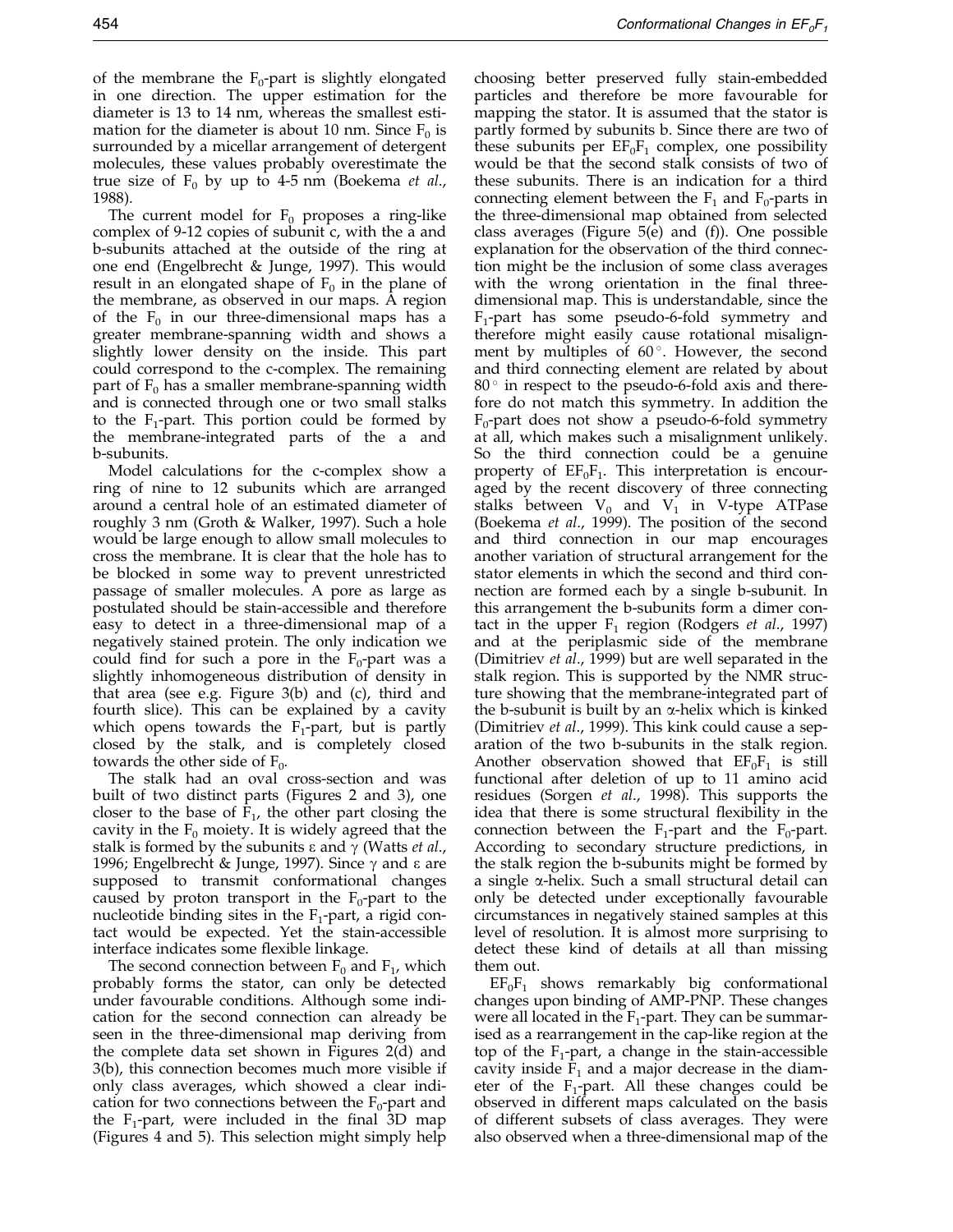of the membrane the $F_0$-part is slightly elongated in one direction. The upper estimation for the diameter is 13 to 14 nm, whereas the smallest estimation for the diameter is about 10 nm. Since $F_0$ is surrounded by a micellar arrangement of detergent molecules, these values probably overestimate the true size of $F_0$ by up to 4-5 nm (Boekema *et al.*, 1988).

The current model for $F_0$ proposes a ring-like complex of 9-12 copies of subunit c, with the a and b-subunits attached at the outside of the ring at one end (Engelbrecht & Junge, 1997). This would result in an elongated shape of $F_0$ in the plane of the membrane, as observed in our maps. A region of the $F_0$ in our three-dimensional maps has a greater membrane-spanning width and shows a slightly lower density on the inside. This part could correspond to the c-complex. The remaining part of $F_0$ has a smaller membrane-spanning width and is connected through one or two small stalks to the $F_1$-part. This portion could be formed by the membrane-integrated parts of the a and b-subunits.

Model calculations for the c-complex show a ring of nine to 12 subunits which are arranged around a central hole of an estimated diameter of roughly 3 nm (Groth & Walker, 1997). Such a hole would be large enough to allow small molecules to cross the membrane. It is clear that the hole has to be blocked in some way to prevent unrestricted passage of smaller molecules. A pore as large as postulated should be stain-accessible and therefore easy to detect in a three-dimensional map of a negatively stained protein. The only indication we could find for such a pore in the $F_0$-part was a slightly inhomogeneous distribution of density in that area (see e.g. Figure 3(b) and (c), third and fourth slice). This can be explained by a cavity which opens towards the $F_1$-part, but is partly closed by the stalk, and is completely closed towards the other side of $F_0$.

The stalk had an oval cross-section and was built of two distinct parts (Figures 2 and 3), one closer to the base of $F_1$, the other part closing the cavity in the $F_0$ moiety. It is widely agreed that the stalk is formed by the subunits $\varepsilon$ and $\gamma$ (Watts *et al.*, 1996; Engelbrecht & Junge, 1997). Since $\gamma$ and $\varepsilon$ are supposed to transmit conformational changes caused by proton transport in the $F_0$-part to the nucleotide binding sites in the $F_1$-part, a rigid contact would be expected. Yet the stain-accessible interface indicates some flexible linkage.

The second connection between $F_0$ and $F_1$, which probably forms the stator, can only be detected under favourable conditions. Although some indication for the second connection can already be seen in the three-dimensional map deriving from the complete data set shown in Figures 2(d) and 3(b), this connection becomes much more visible if only class averages, which showed a clear indication for two connections between the $F_0$-part and the $F_1$-part, were included in the final 3D map (Figures 4 and 5). This selection might simply help choosing better preserved fully stain-embedded particles and therefore be more favourable for mapping the stator. It is assumed that the stator is partly formed by subunits b. Since there are two of these subunits per $EF_0F_1$ complex, one possibility would be that the second stalk consists of two of these subunits. There is an indication for a third connecting element between the $F_1$ and $F_0$-parts in the three-dimensional map obtained from selected class averages (Figure 5(e) and (f)). One possible explanation for the observation of the third connection might be the inclusion of some class averages with the wrong orientation in the final three-dimensional map. This is understandable, since the $F_1$-part has some pseudo-6-fold symmetry and therefore might easily cause rotational misalignment by multiples of $60^\circ$. However, the second and third connecting element are related by about $80^\circ$ in respect to the pseudo-6-fold axis and therefore do not match this symmetry. In addition the $F_0$-part does not show a pseudo-6-fold symmetry at all, which makes such a misalignment unlikely. So the third connection could be a genuine property of $EF_0F_1$. This interpretation is encouraged by the recent discovery of three connecting stalks between $V_0$ and $V_1$ in V-type ATPase (Boekema *et al.*, 1999). The position of the second and third connection in our map encourages another variation of structural arrangement for the stator elements in which the second and third connection are formed each by a single b-subunit. In this arrangement the b-subunits form a dimer contact in the upper $F_1$ region (Rodgers *et al.*, 1997) and at the periplasmic side of the membrane (Dimitriev *et al.*, 1999) but are well separated in the stalk region. This is supported by the NMR structure showing that the membrane-integrated part of the b-subunit is built by an $\alpha$-helix which is kinked (Dimitriev *et al.*, 1999). This kink could cause a separation of the two b-subunits in the stalk region. Another observation showed that $EF_0F_1$ is still functional after deletion of up to 11 amino acid residues (Sorgen *et al.*, 1998). This supports the idea that there is some structural flexibility in the connection between the $F_1$-part and the $F_0$-part. According to secondary structure predictions, in the stalk region the b-subunits might be formed by a single $\alpha$-helix. Such a small structural detail can only be detected under exceptionally favourable circumstances in negatively stained samples at this level of resolution. It is almost more surprising to detect these kind of details at all than missing them out.

$EF_0F_1$ shows remarkably big conformational changes upon binding of AMP-PNP. These changes were all located in the $F_1$-part. They can be summarised as a rearrangement in the cap-like region at the top of the $F_1$-part, a change in the stain-accessible cavity inside $F_1$ and a major decrease in the diameter of the $F_1$-part. All these changes could be observed in different maps calculated on the basis of different subsets of class averages. They were also observed when a three-dimensional map of the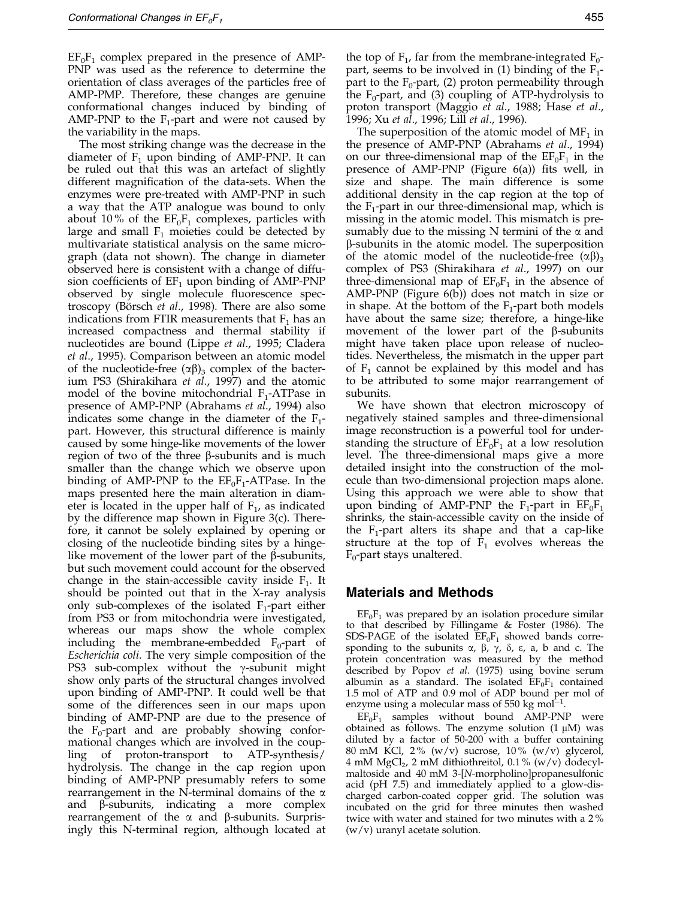$EF_0F_1$ complex prepared in the presence of AMP-PNP was used as the reference to determine the orientation of class averages of the particles free of AMP-PMP. Therefore, these changes are genuine conformational changes induced by binding of AMP-PNP to the $F_1$-part and were not caused by the variability in the maps.

The most striking change was the decrease in the diameter of $F_1$ upon binding of AMP-PNP. It can be ruled out that this was an artefact of slightly different magnification of the data-sets. When the enzymes were pre-treated with AMP-PNP in such a way that the ATP analogue was bound to only about 10% of the $EF_0F_1$ complexes, particles with large and small $F_1$ moieties could be detected by multivariate statistical analysis on the same micrograph (data not shown). The change in diameter observed here is consistent with a change of diffusion coefficients of $EF_1$ upon binding of AMP-PNP observed by single molecule fluorescence spectroscopy (Börsch *et al*., 1998). There are also some indications from FTIR measurements that $F_1$ has an increased compactness and thermal stability if nucleotides are bound (Lippe *et al*., 1995; Cladera *et al*., 1995). Comparison between an atomic model of the nucleotide-free $(\alpha\beta)_3$ complex of the bacterium PS3 (Shirakihara *et al*., 1997) and the atomic model of the bovine mitochondrial $F_1$-ATPase in presence of AMP-PNP (Abrahams *et al*., 1994) also indicates some change in the diameter of the $F_1$-part. However, this structural difference is mainly caused by some hinge-like movements of the lower region of two of the three β-subunits and is much smaller than the change which we observe upon binding of AMP-PNP to the $EF_0F_1$-ATPase. In the maps presented here the main alteration in diameter is located in the upper half of $F_1$, as indicated by the difference map shown in Figure 3(c). Therefore, it cannot be solely explained by opening or closing of the nucleotide binding sites by a hinge-like movement of the lower part of the β-subunits, but such movement could account for the observed change in the stain-accessible cavity inside $F_1$. It should be pointed out that in the X-ray analysis only sub-complexes of the isolated $F_1$-part either from PS3 or from mitochondria were investigated, whereas our maps show the whole complex including the membrane-embedded $F_0$-part of *Escherichia coli*. The very simple composition of the PS3 sub-complex without the γ-subunit might show only parts of the structural changes involved upon binding of AMP-PNP. It could well be that some of the differences seen in our maps upon binding of AMP-PNP are due to the presence of the $F_0$-part and are probably showing conformational changes which are involved in the coupling of proton-transport to ATP-synthesis/hydrolysis. The change in the cap region upon binding of AMP-PNP presumably refers to some rearrangement in the N-terminal domains of the α and β-subunits, indicating a more complex rearrangement of the α and β-subunits. Surprisingly this N-terminal region, although located at the top of $F_1$, far from the membrane-integrated $F_0$-part, seems to be involved in (1) binding of the $F_1$-part to the $F_0$-part, (2) proton permeability through the $F_0$-part, and (3) coupling of ATP-hydrolysis to proton transport (Maggio *et al*., 1988; Hase *et al*., 1996; Xu *et al*., 1996; Lill *et al*., 1996).

The superposition of the atomic model of $MF_1$ in the presence of AMP-PNP (Abrahams *et al*., 1994) on our three-dimensional map of the $EF_0F_1$ in the presence of AMP-PNP (Figure 6(a)) fits well, in size and shape. The main difference is some additional density in the cap region at the top of the $F_1$-part in our three-dimensional map, which is missing in the atomic model. This mismatch is presumably due to the missing N termini of the α and β-subunits in the atomic model. The superposition of the atomic model of the nucleotide-free $(\alpha\beta)_3$ complex of PS3 (Shirakihara *et al*., 1997) on our three-dimensional map of $EF_0F_1$ in the absence of AMP-PNP (Figure 6(b)) does not match in size or in shape. At the bottom of the $F_1$-part both models have about the same size; therefore, a hinge-like movement of the lower part of the β-subunits might have taken place upon release of nucleotides. Nevertheless, the mismatch in the upper part of $F_1$ cannot be explained by this model and has to be attributed to some major rearrangement of subunits.

We have shown that electron microscopy of negatively stained samples and three-dimensional image reconstruction is a powerful tool for understanding the structure of $EF_0F_1$ at a low resolution level. The three-dimensional maps give a more detailed insight into the construction of the molecule than two-dimensional projection maps alone. Using this approach we were able to show that upon binding of AMP-PNP the $F_1$-part in $EF_0F_1$ shrinks, the stain-accessible cavity on the inside of the $F_1$-part alters its shape and that a cap-like structure at the top of $F_1$ evolves whereas the $F_0$-part stays unaltered.

## Materials and Methods

$EF_0F_1$ was prepared by an isolation procedure similar to that described by Fillingame & Foster (1986). The SDS-PAGE of the isolated $EF_0F_1$ showed bands corresponding to the subunits α, β, γ, δ, ε, a, b and c. The protein concentration was measured by the method described by Popov *et al*. (1975) using bovine serum albumin as a standard. The isolated $EF_0F_1$ contained 1.5 mol of ATP and 0.9 mol of ADP bound per mol of enzyme using a molecular mass of 550 kg $mol^{-1}$.

$EF_0F_1$ samples without bound AMP-PNP were obtained as follows. The enzyme solution (1 μM) was diluted by a factor of 50-200 with a buffer containing 80 mM KCl, 2% (w/v) sucrose, 10% (w/v) glycerol, 4 mM $MgCl_2$, 2 mM dithiothreitol, 0.1% (w/v) dodecylmaltoside and 40 mM 3-[*N*-morpholino]propanesulfonic acid (pH 7.5) and immediately applied to a glow-discharged carbon-coated copper grid. The solution was incubated on the grid for three minutes then washed twice with water and stained for two minutes with a 2% (w/v) uranyl acetate solution.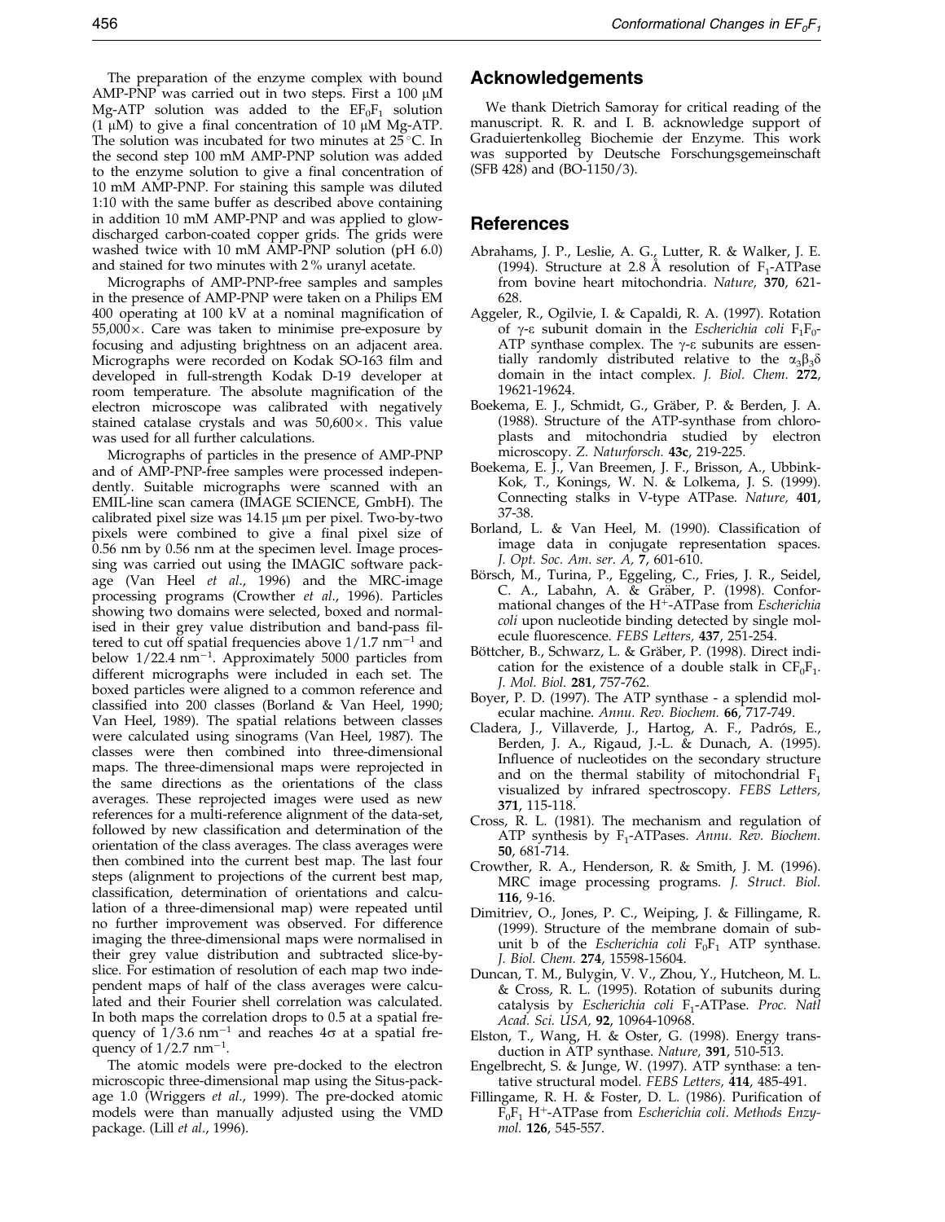The preparation of the enzyme complex with bound AMP-PNP was carried out in two steps. First a 100 μM Mg-ATP solution was added to the $EF_0F_1$ solution (1 μM) to give a final concentration of 10 μM Mg-ATP. The solution was incubated for two minutes at 25 °C. In the second step 100 mM AMP-PNP solution was added to the enzyme solution to give a final concentration of 10 mM AMP-PNP. For staining this sample was diluted 1:10 with the same buffer as described above containing in addition 10 mM AMP-PNP and was applied to glow-discharged carbon-coated copper grids. The grids were washed twice with 10 mM AMP-PNP solution (pH 6.0) and stained for two minutes with 2% uranyl acetate.

Micrographs of AMP-PNP-free samples and samples in the presence of AMP-PNP were taken on a Philips EM 400 operating at 100 kV at a nominal magnification of 55,000×. Care was taken to minimise pre-exposure by focusing and adjusting brightness on an adjacent area. Micrographs were recorded on Kodak SO-163 film and developed in full-strength Kodak D-19 developer at room temperature. The absolute magnification of the electron microscope was calibrated with negatively stained catalase crystals and was 50,600×. This value was used for all further calculations.

Micrographs of particles in the presence of AMP-PNP and of AMP-PNP-free samples were processed independently. Suitable micrographs were scanned with an EMIL-line scan camera (IMAGE SCIENCE, GmbH). The calibrated pixel size was 14.15 μm per pixel. Two-by-two pixels were combined to give a final pixel size of 0.56 nm by 0.56 nm at the specimen level. Image processing was carried out using the IMAGIC software package (Van Heel *et al*., 1996) and the MRC-image processing programs (Crowther *et al*., 1996). Particles showing two domains were selected, boxed and normalised in their grey value distribution and band-pass filtered to cut off spatial frequencies above $1/1.7\ nm^{-1}$ and below $1/22.4\ nm^{-1}$. Approximately 5000 particles from different micrographs were included in each set. The boxed particles were aligned to a common reference and classified into 200 classes (Borland & Van Heel, 1990; Van Heel, 1989). The spatial relations between classes were calculated using sinograms (Van Heel, 1987). The classes were then combined into three-dimensional maps. The three-dimensional maps were reprojected in the same directions as the orientations of the class averages. These reprojected images were used as new references for a multi-reference alignment of the data-set, followed by new classification and determination of the orientation of the class averages. The class averages were then combined into the current best map. The last four steps (alignment to projections of the current best map, classification, determination of orientations and calculation of a three-dimensional map) were repeated until no further improvement was observed. For difference imaging the three-dimensional maps were normalised in their grey value distribution and subtracted slice-by-slice. For estimation of resolution of each map two independent maps of half of the class averages were calculated and their Fourier shell correlation was calculated. In both maps the correlation drops to 0.5 at a spatial frequency of $1/3.6\ nm^{-1}$ and reaches $4\sigma$ at a spatial frequency of $1/2.7\ nm^{-1}$.

The atomic models were pre-docked to the electron microscopic three-dimensional map using the Situs-package 1.0 (Wriggers *et al*., 1999). The pre-docked atomic models were than manually adjusted using the VMD package. (Lill *et al*., 1996).

## Acknowledgements

We thank Dietrich Samoray for critical reading of the manuscript. R. R. and I. B. acknowledge support of Graduiertenkolleg Biochemie der Enzyme. This work was supported by Deutsche Forschungsgemeinschaft (SFB 428) and (BO-1150/3).

## References

Abrahams, J. P., Leslie, A. G., Lutter, R. & Walker, J. E. (1994). Structure at 2.8 Å resolution of $F_1$-ATPase from bovine heart mitochondria. *Nature*, **370**, 621-628.

Aggeler, R., Ogilvie, I. & Capaldi, R. A. (1997). Rotation of γ-ε subunit domain in the *Escherichia coli* $F_1F_0$-ATP synthase complex. The γ-ε subunits are essentially randomly distributed relative to the $\alpha_3\beta_3\delta$ domain in the intact complex. *J. Biol. Chem.* **272**, 19621-19624.

Boekema, E. J., Schmidt, G., Gräber, P. & Berden, J. A. (1988). Structure of the ATP-synthase from chloroplasts and mitochondria studied by electron microscopy. *Z. Naturforsch.* **43c**, 219-225.

Boekema, E. J., Van Breemen, J. F., Brisson, A., Ubbink-Kok, T., Konings, W. N. & Lolkema, J. S. (1999). Connecting stalks in V-type ATPase. *Nature*, **401**, 37-38.

Borland, L. & Van Heel, M. (1990). Classification of image data in conjugate representation spaces. *J. Opt. Soc. Am. ser. A*, **7**, 601-610.

Börsch, M., Turina, P., Eggeling, C., Fries, J. R., Seidel, C. A., Labahn, A. & Gräber, P. (1998). Conformational changes of the $H^+$-ATPase from *Escherichia coli* upon nucleotide binding detected by single molecule fluorescence. *FEBS Letters*, **437**, 251-254.

Böttcher, B., Schwarz, L. & Gräber, P. (1998). Direct indication for the existence of a double stalk in $CF_0F_1$. *J. Mol. Biol.* **281**, 757-762.

Boyer, P. D. (1997). The ATP synthase - a splendid molecular machine. *Annu. Rev. Biochem.* **66**, 717-749.

Cladera, J., Villaverde, J., Hartog, A. F., Padrós, E., Berden, J. A., Rigaud, J.-L. & Dunach, A. (1995). Influence of nucleotides on the secondary structure and on the thermal stability of mitochondrial $F_1$ visualized by infrared spectroscopy. *FEBS Letters*, **371**, 115-118.

Cross, R. L. (1981). The mechanism and regulation of ATP synthesis by $F_1$-ATPases. *Annu. Rev. Biochem.* **50**, 681-714.

Crowther, R. A., Henderson, R. & Smith, J. M. (1996). MRC image processing programs. *J. Struct. Biol.* **116**, 9-16.

Dimitriev, O., Jones, P. C., Weiping, J. & Fillingame, R. (1999). Structure of the membrane domain of subunit b of the *Escherichia coli* $F_0F_1$ ATP synthase. *J. Biol. Chem.* **274**, 15598-15604.

Duncan, T. M., Bulygin, V. V., Zhou, Y., Hutcheon, M. L. & Cross, R. L. (1995). Rotation of subunits during catalysis by *Escherichia coli* $F_1$-ATPase. *Proc. Natl Acad. Sci. USA*, **92**, 10964-10968.

Elston, T., Wang, H. & Oster, G. (1998). Energy transduction in ATP synthase. *Nature*, **391**, 510-513.

Engelbrecht, S. & Junge, W. (1997). ATP synthase: a tentative structural model. *FEBS Letters*, **414**, 485-491.

Fillingame, R. H. & Foster, D. L. (1986). Purification of $F_0F_1$ $H^+$-ATPase from *Escherichia coli*. *Methods Enzymol.* **126**, 545-557.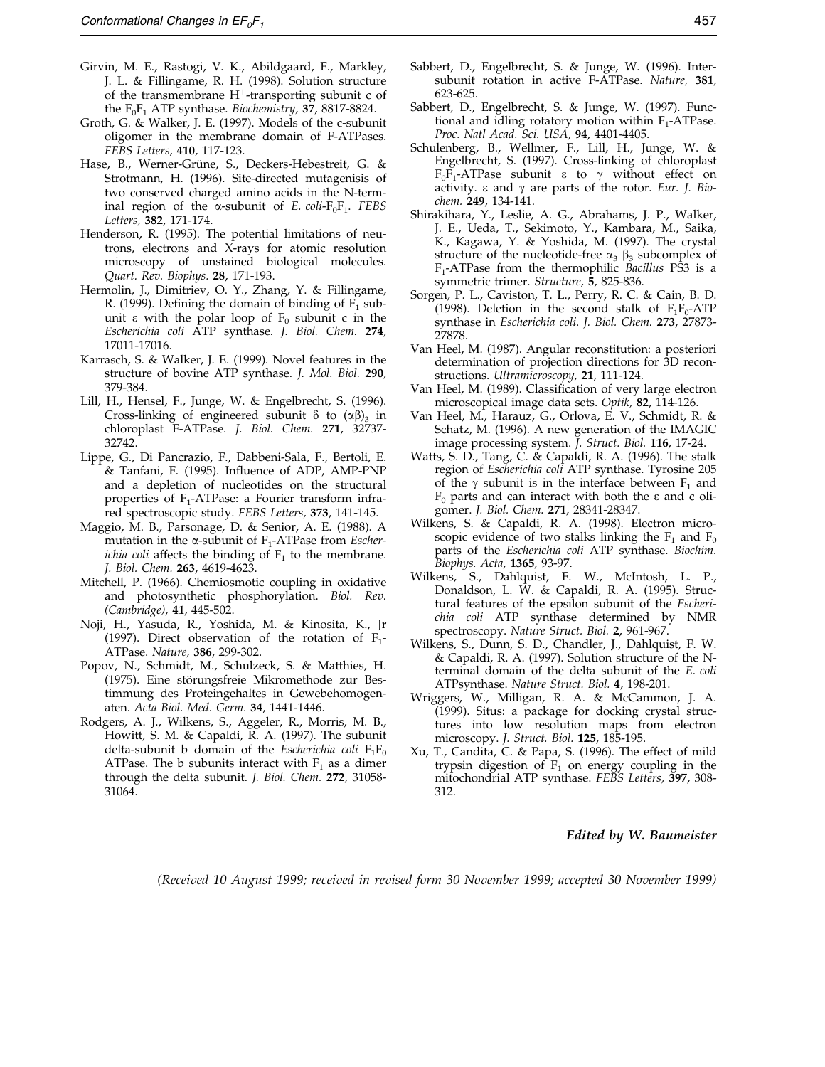Girvin, M. E., Rastogi, V. K., Abildgaard, F., Markley, J. L. & Fillingame, R. H. (1998). Solution structure of the transmembrane $H^+$-transporting subunit c of the $F_0F_1$ ATP synthase. *Biochemistry,* **37**, 8817-8824.

Groth, G. & Walker, J. E. (1997). Models of the c-subunit oligomer in the membrane domain of F-ATPases. *FEBS Letters,* **410**, 117-123.

Hase, B., Werner-Grüne, S., Deckers-Hebestreit, G. & Strotmann, H. (1996). Site-directed mutagenisis of two conserved charged amino acids in the N-terminal region of the $\alpha$-subunit of *E. coli*-$F_0F_1$. *FEBS Letters,* **382**, 171-174.

Henderson, R. (1995). The potential limitations of neutrons, electrons and X-rays for atomic resolution microscopy of unstained biological molecules. *Quart. Rev. Biophys.* **28**, 171-193.

Hermolin, J., Dimitriev, O. Y., Zhang, Y. & Fillingame, R. (1999). Defining the domain of binding of $F_1$ subunit $\varepsilon$ with the polar loop of $F_0$ subunit c in the *Escherichia coli* ATP synthase. *J. Biol. Chem.* **274**, 17011-17016.

Karrasch, S. & Walker, J. E. (1999). Novel features in the structure of bovine ATP synthase. *J. Mol. Biol.* **290**, 379-384.

Lill, H., Hensel, F., Junge, W. & Engelbrecht, S. (1996). Cross-linking of engineered subunit $\delta$ to $(\alpha\beta)_3$ in chloroplast F-ATPase. *J. Biol. Chem.* **271**, 32737-32742.

Lippe, G., Di Pancrazio, F., Dabbeni-Sala, F., Bertoli, E. & Tanfani, F. (1995). Influence of ADP, AMP-PNP and a depletion of nucleotides on the structural properties of $F_1$-ATPase: a Fourier transform infrared spectroscopic study. *FEBS Letters,* **373**, 141-145.

Maggio, M. B., Parsonage, D. & Senior, A. E. (1988). A mutation in the $\alpha$-subunit of $F_1$-ATPase from *Escherichia coli* affects the binding of $F_1$ to the membrane. *J. Biol. Chem.* **263**, 4619-4623.

Mitchell, P. (1966). Chemiosmotic coupling in oxidative and photosynthetic phosphorylation. *Biol. Rev. (Cambridge),* **41**, 445-502.

Noji, H., Yasuda, R., Yoshida, M. & Kinosita, K., Jr (1997). Direct observation of the rotation of $F_1$-ATPase. *Nature,* **386**, 299-302.

Popov, N., Schmidt, M., Schulzeck, S. & Matthies, H. (1975). Eine störungsfreie Mikromethode zur Bestimmung des Proteingehaltes in Gewebehomogenaten. *Acta Biol. Med. Germ.* **34**, 1441-1446.

Rodgers, A. J., Wilkens, S., Aggeler, R., Morris, M. B., Howitt, S. M. & Capaldi, R. A. (1997). The subunit delta-subunit b domain of the *Escherichia coli* $F_1F_0$ ATPase. The b subunits interact with $F_1$ as a dimer through the delta subunit. *J. Biol. Chem.* **272**, 31058-31064.

Sabbert, D., Engelbrecht, S. & Junge, W. (1996). Intersubunit rotation in active F-ATPase. *Nature,* **381**, 623-625.

Sabbert, D., Engelbrecht, S. & Junge, W. (1997). Functional and idling rotatory motion within $F_1$-ATPase. *Proc. Natl Acad. Sci. USA,* **94**, 4401-4405.

Schulenberg, B., Wellmer, F., Lill, H., Junge, W. & Engelbrecht, S. (1997). Cross-linking of chloroplast $F_0F_1$-ATPase subunit $\varepsilon$ to $\gamma$ without effect on activity. $\varepsilon$ and $\gamma$ are parts of the rotor. *Eur. J. Biochem.* **249**, 134-141.

Shirakihara, Y., Leslie, A. G., Abrahams, J. P., Walker, J. E., Ueda, T., Sekimoto, Y., Kambara, M., Saika, K., Kagawa, Y. & Yoshida, M. (1997). The crystal structure of the nucleotide-free $\alpha_3$ $\beta_3$ subcomplex of $F_1$-ATPase from the thermophilic *Bacillus* PS3 is a symmetric trimer. *Structure,* **5**, 825-836.

Sorgen, P. L., Caviston, T. L., Perry, R. C. & Cain, B. D. (1998). Deletion in the second stalk of $F_1F_0$-ATP synthase in *Escherichia coli*. *J. Biol. Chem.* **273**, 27873-27878.

Van Heel, M. (1987). Angular reconstitution: a posteriori determination of projection directions for 3D reconstructions. *Ultramicroscopy,* **21**, 111-124.

Van Heel, M. (1989). Classification of very large electron microscopical image data sets. *Optik,* **82**, 114-126.

Van Heel, M., Harauz, G., Orlova, E. V., Schmidt, R. & Schatz, M. (1996). A new generation of the IMAGIC image processing system. *J. Struct. Biol.* **116**, 17-24.

Watts, S. D., Tang, C. & Capaldi, R. A. (1996). The stalk region of *Escherichia coli* ATP synthase. Tyrosine 205 of the $\gamma$ subunit is in the interface between $F_1$ and $F_0$ parts and can interact with both the $\varepsilon$ and c oligomer. *J. Biol. Chem.* **271**, 28341-28347.

Wilkens, S. & Capaldi, R. A. (1998). Electron microscopic evidence of two stalks linking the $F_1$ and $F_0$ parts of the *Escherichia coli* ATP synthase. *Biochim. Biophys. Acta,* **1365**, 93-97.

Wilkens, S., Dahlquist, F. W., McIntosh, L. P., Donaldson, L. W. & Capaldi, R. A. (1995). Structural features of the epsilon subunit of the *Escherichia coli* ATP synthase determined by NMR spectroscopy. *Nature Struct. Biol.* **2**, 961-967.

Wilkens, S., Dunn, S. D., Chandler, J., Dahlquist, F. W. & Capaldi, R. A. (1997). Solution structure of the N-terminal domain of the delta subunit of the *E. coli* ATPsynthase. *Nature Struct. Biol.* **4**, 198-201.

Wriggers, W., Milligan, R. A. & McCammon, J. A. (1999). Situs: a package for docking crystal structures into low resolution maps from electron microscopy. *J. Struct. Biol.* **125**, 185-195.

Xu, T., Candita, C. & Papa, S. (1996). The effect of mild trypsin digestion of $F_1$ on energy coupling in the mitochondrial ATP synthase. *FEBS Letters,* **397**, 308-312.

***Edited by W. Baumeister***

*(Received 10 August 1999; received in revised form 30 November 1999; accepted 30 November 1999)*